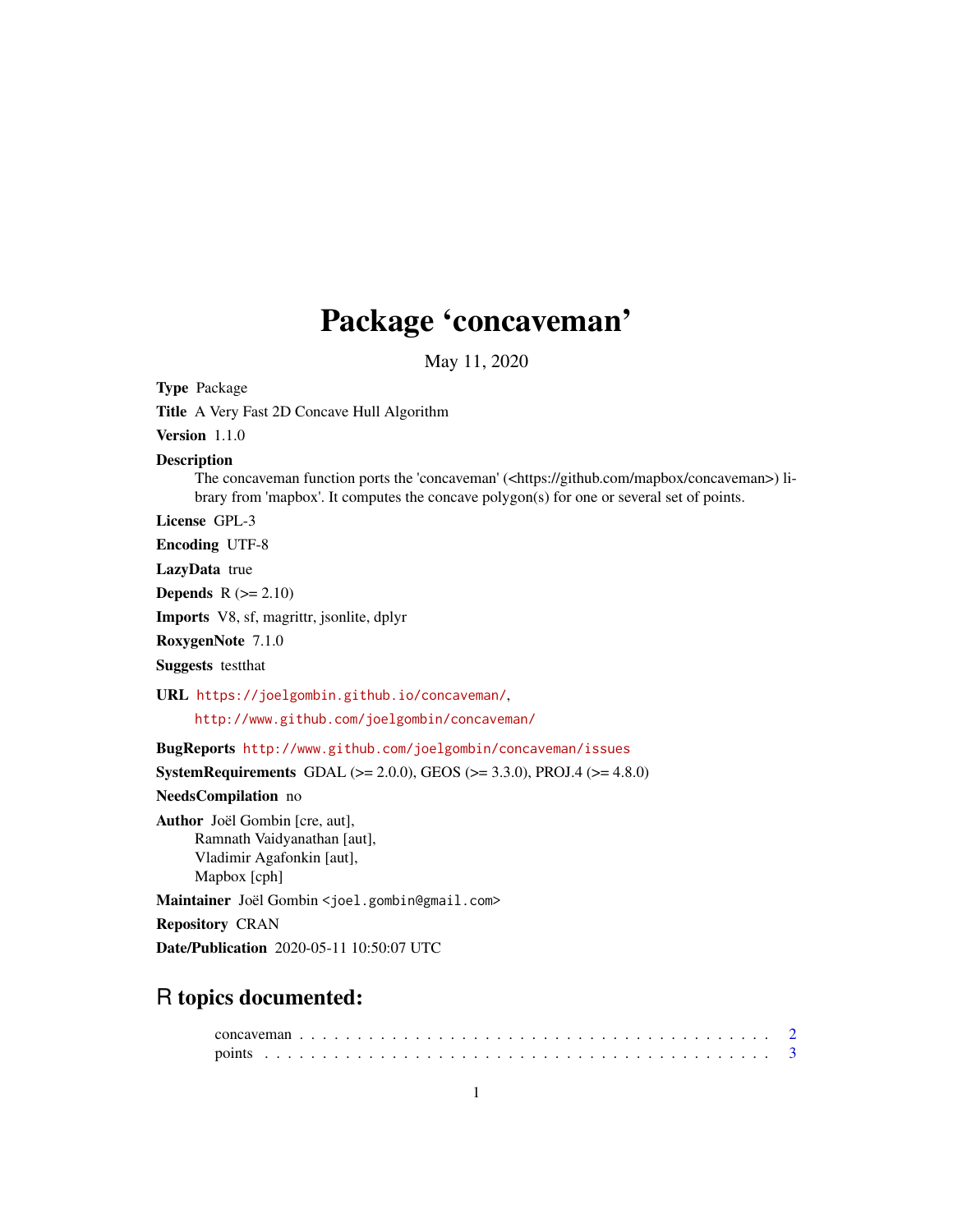# Package 'concaveman'

May 11, 2020

**Type** Package

**Title** A Very Fast 2D Concave Hull Algorithm

**Version** 1.1.0

**Description** The concaveman function ports the 'concaveman' (<https://github.com/mapbox/concaveman>) library from 'mapbox'. It computes the concave polygon(s) for one or several set of points.

**License** GPL-3

**Encoding** UTF-8

**LazyData** true

**Depends** R (>= 2.10)

**Imports** V8, sf, magrittr, jsonlite, dplyr

**RoxygenNote** 7.1.0

**Suggests** testthat

**URL** https://joelgombin.github.io/concaveman/,
http://www.github.com/joelgombin/concaveman/

**BugReports** http://www.github.com/joelgombin/concaveman/issues

**SystemRequirements** GDAL (>= 2.0.0), GEOS (>= 3.3.0), PROJ.4 (>= 4.8.0)

**NeedsCompilation** no

**Author** Joël Gombin [cre, aut],
Ramnath Vaidyanathan [aut],
Vladimir Agafonkin [aut],
Mapbox [cph]

**Maintainer** Joël Gombin <joel.gombin@gmail.com>

**Repository** CRAN

**Date/Publication** 2020-05-11 10:50:07 UTC

## R topics documented:

concaveman . . . . . . . . . . . . . . . . . . . . . . . . . . . . . . . . . . . . . . . 2
points . . . . . . . . . . . . . . . . . . . . . . . . . . . . . . . . . . . . . . . . . . 3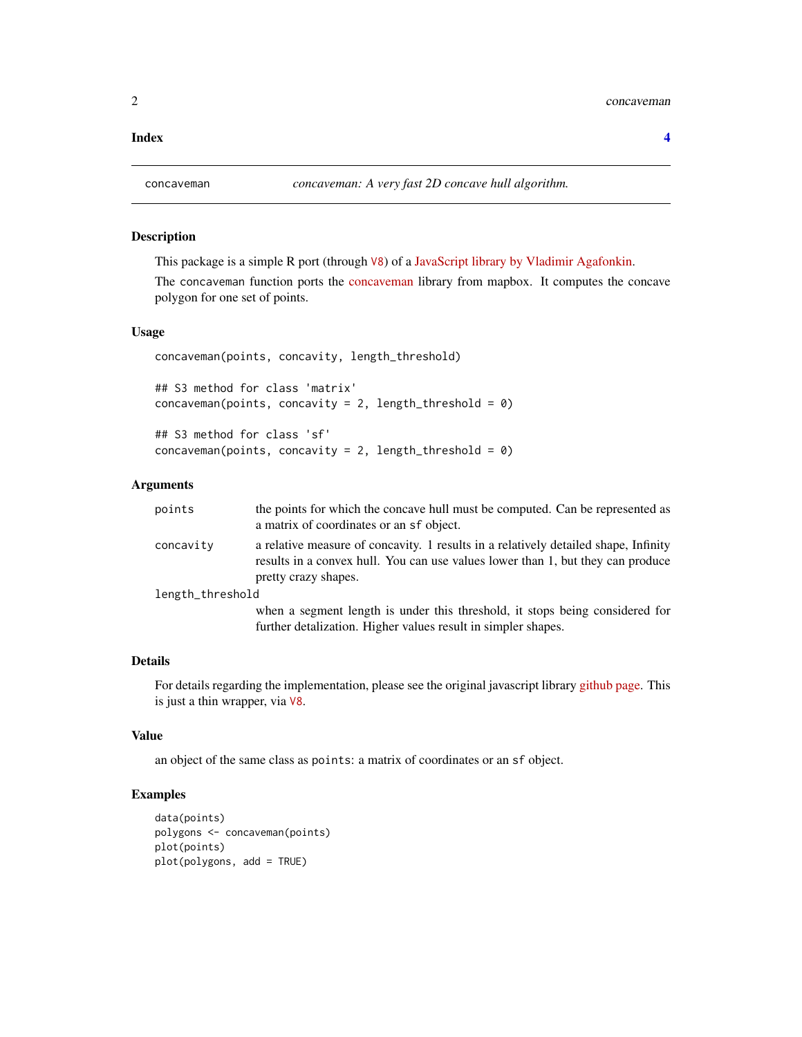**Index** **4**

## concaveman — *concaveman: A very fast 2D concave hull algorithm.*

### Description

This package is a simple R port (through V8) of a JavaScript library by Vladimir Agafonkin.

The concaveman function ports the concaveman library from mapbox. It computes the concave polygon for one set of points.

### Usage

```
concaveman(points, concavity, length_threshold)

## S3 method for class 'matrix'
concaveman(points, concavity = 2, length_threshold = 0)

## S3 method for class 'sf'
concaveman(points, concavity = 2, length_threshold = 0)
```

### Arguments

| | |
|---|---|
| points | the points for which the concave hull must be computed. Can be represented as a matrix of coordinates or an sf object. |
| concavity | a relative measure of concavity. 1 results in a relatively detailed shape, Infinity results in a convex hull. You can use values lower than 1, but they can produce pretty crazy shapes. |
| length_threshold | when a segment length is under this threshold, it stops being considered for further detalization. Higher values result in simpler shapes. |

### Details

For details regarding the implementation, please see the original javascript library github page. This is just a thin wrapper, via V8.

### Value

an object of the same class as points: a matrix of coordinates or an sf object.

### Examples

```
data(points)
polygons <- concaveman(points)
plot(points)
plot(polygons, add = TRUE)
```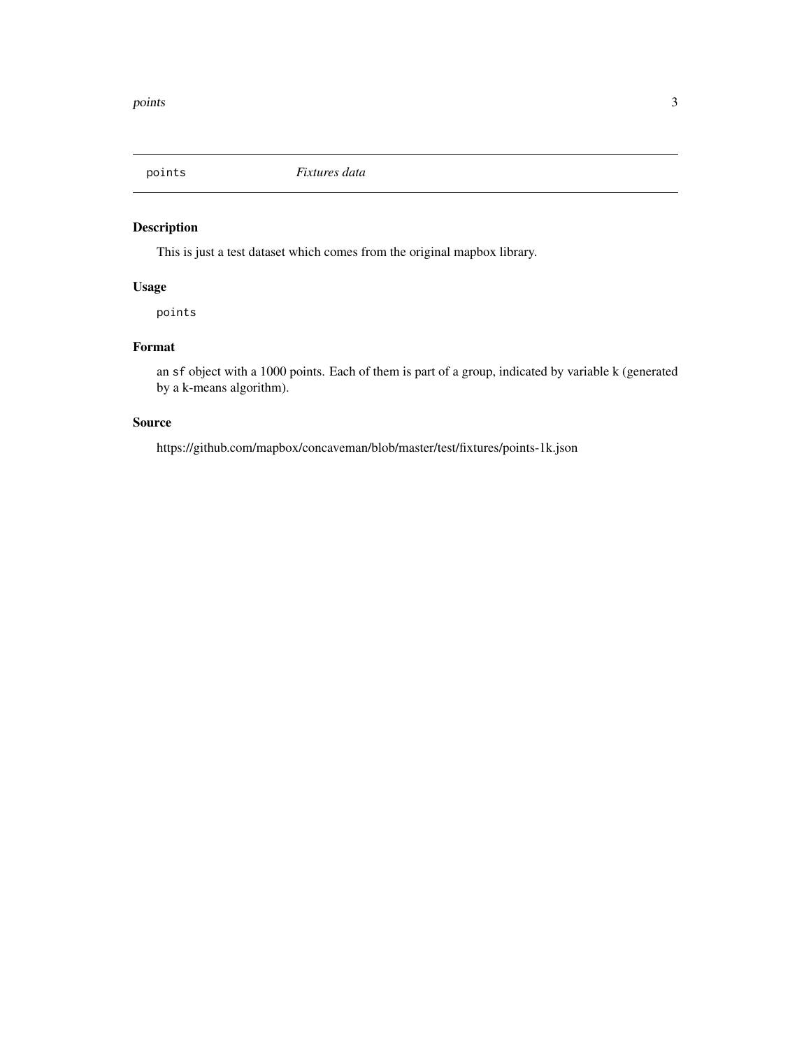## `points` *Fixtures data*

### Description

This is just a test dataset which comes from the original mapbox library.

### Usage

```
points
```

### Format

an `sf` object with a 1000 points. Each of them is part of a group, indicated by variable k (generated by a k-means algorithm).

### Source

https://github.com/mapbox/concaveman/blob/master/test/fixtures/points-1k.json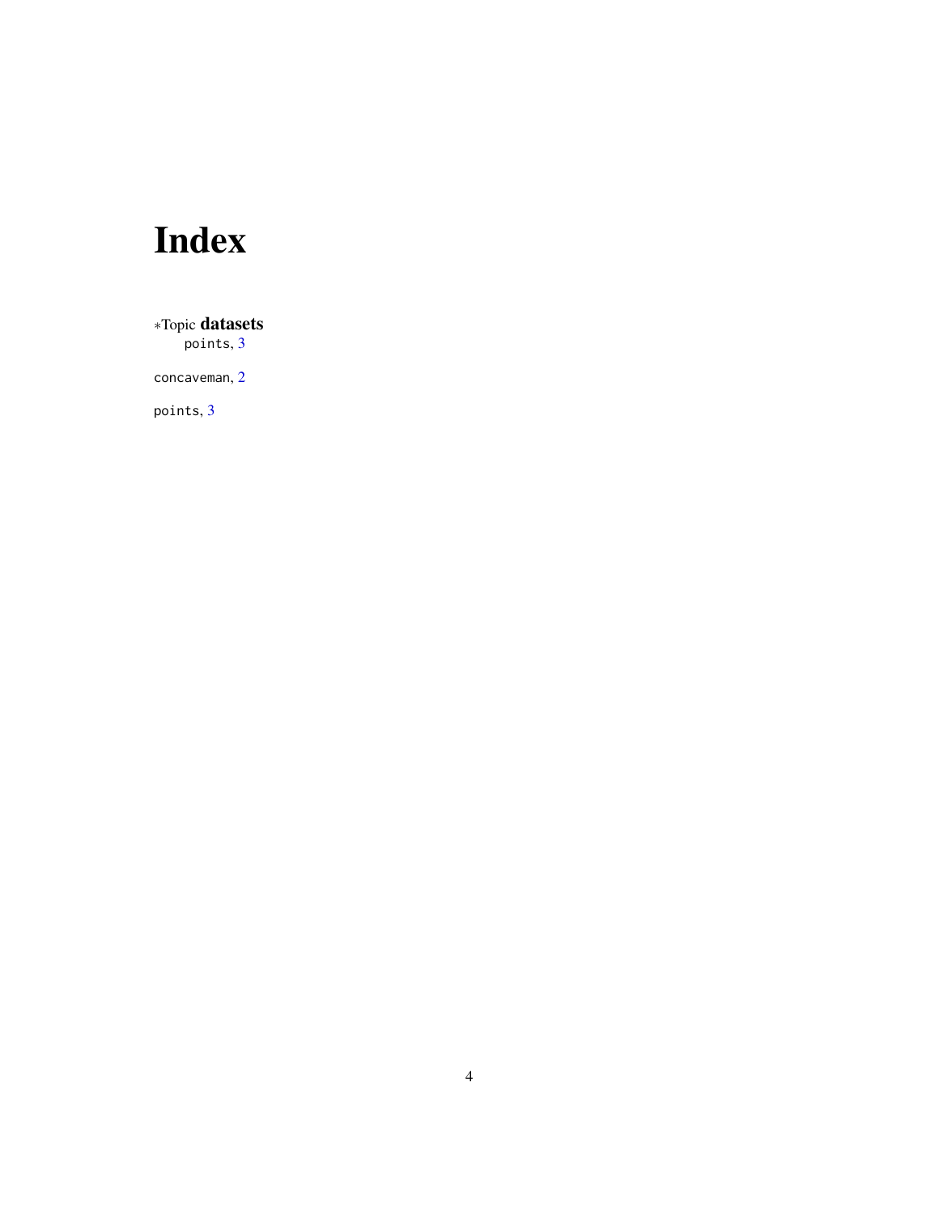# Index

∗Topic **datasets**
    points, 3

concaveman, 2

points, 3